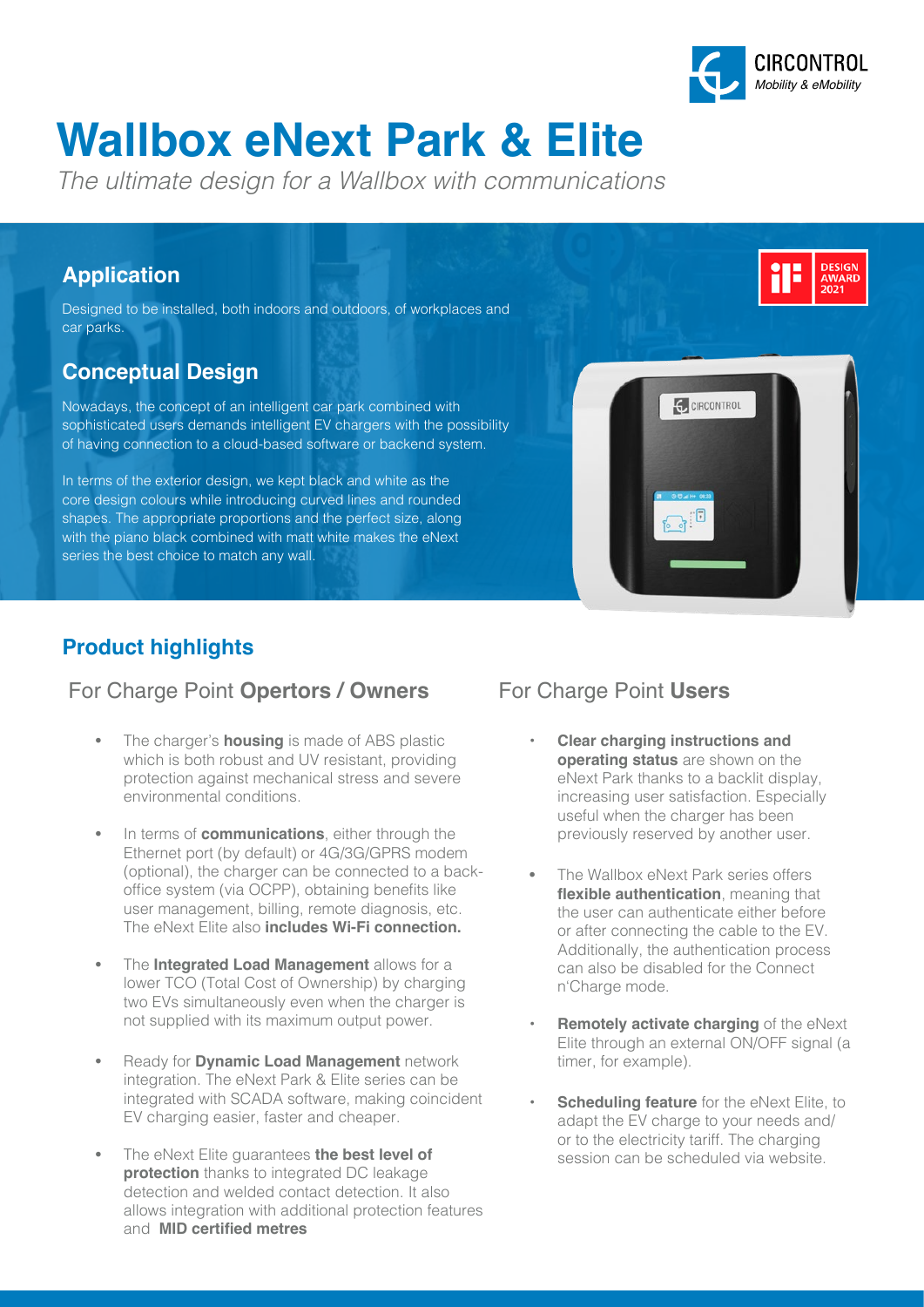# Wallbox eNext Park & Elite

*The ultimate design for a Wallbox with communications*

## Application

Designed to be installed, both indoors and outdoors, of workplaces and car parks.

## Conceptual Design

Nowadays, the concept of an intelligent car park combined with sophisticated users demands intelligent EV chargers with the possibility of having connection to a cloud-based software or backend system.

In terms of the exterior design, we kept black and white as the core design colours while introducing curved lines and rounded shapes. The appropriate proportions and the perfect size, along with the piano black combined with matt white makes the eNext series the best choice to match any wall.

## Product highlights

### For Charge Point **Opertors / Owners**

- The charger's **housing** is made of ABS plastic which is both robust and UV resistant, providing protection against mechanical stress and severe environmental conditions.
- In terms of **communications**, either through the Ethernet port (by default) or 4G/3G/GPRS modem (optional), the charger can be connected to a back-office system (via OCPP), obtaining benefits like user management, billing, remote diagnosis, etc. The eNext Elite also **includes Wi-Fi connection.**
- The **Integrated Load Management** allows for a lower TCO (Total Cost of Ownership) by charging two EVs simultaneously even when the charger is not supplied with its maximum output power.
- Ready for **Dynamic Load Management** network integration. The eNext Park & Elite series can be integrated with SCADA software, making coincident EV charging easier, faster and cheaper.
- The eNext Elite guarantees **the best level of protection** thanks to integrated DC leakage detection and welded contact detection. It also allows integration with additional protection features and **MID certified metres**

### For Charge Point **Users**

- **Clear charging instructions and operating status** are shown on the eNext Park thanks to a backlit display, increasing user satisfaction. Especially useful when the charger has been previously reserved by another user.
- The Wallbox eNext Park series offers **flexible authentication**, meaning that the user can authenticate either before or after connecting the cable to the EV. Additionally, the authentication process can also be disabled for the Connect n'Charge mode.
- **Remotely activate charging** of the eNext Elite through an external ON/OFF signal (a timer, for example).
- **Scheduling feature** for the eNext Elite, to adapt the EV charge to your needs and/or to the electricity tariff. The charging session can be scheduled via website.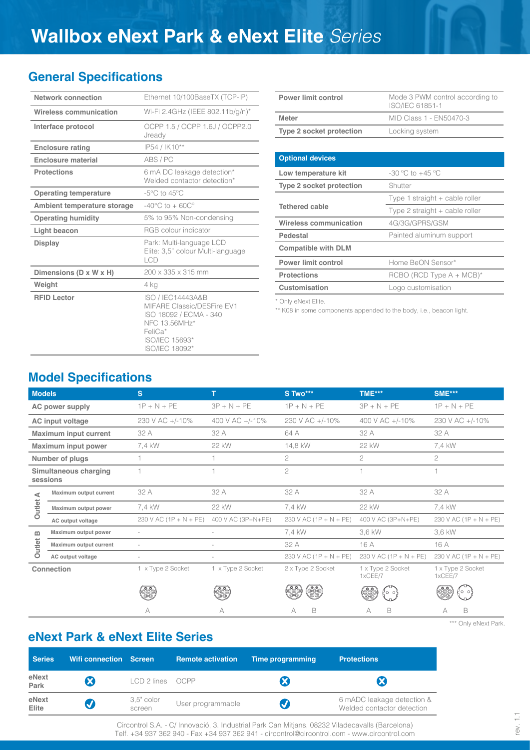# Wallbox eNext Park & eNext Elite *Series*

## General Specifications

| | |
|---|---|
| **Network connection** | Ethernet 10/100BaseTX (TCP-IP) |
| **Wireless communication** | Wi-Fi 2.4GHz (IEEE 802.11b/g/n)* |
| **Interface protocol** | OCPP 1.5 / OCPP 1.6J / OCPP2.0 Jready |
| **Enclosure rating** | IP54 / IK10** |
| **Enclosure material** | ABS / PC |
| **Protections** | 6 mA DC leakage detection*<br>Welded contactor detection* |
| **Operating temperature** | -5ºC to 45ºC |
| **Ambient temperature storage** | -40ºC to + 60Cº |
| **Operating humidity** | 5% to 95% Non-condensing |
| **Light beacon** | RGB colour indicator |
| **Display** | Park: Multi-language LCD<br>Elite: 3,5" colour Multi-language LCD |
| **Dimensions (D x W x H)** | 200 x 335 x 315 mm |
| **Weight** | 4 kg |
| **RFID Lector** | ISO / IEC14443A&B<br>MIFARE Classic/DESFire EV1<br>ISO 18092 / ECMA - 340<br>NFC 13.56MHz*<br>FeliCa*<br>ISO/IEC 15693*<br>ISO/IEC 18092* |

| | |
|---|---|
| **Power limit control** | Mode 3 PWM control according to ISO/IEC 61851-1 |
| **Meter** | MID Class 1 - EN50470-3 |
| **Type 2 socket protection** | Locking system |

| **Optional devices** | |
|---|---|
| **Low temperature kit** | -30 ºC to +45 ºC |
| **Type 2 socket protection** | Shutter |
| **Tethered cable** | Type 1 straight + cable roller |
| | Type 2 straight + cable roller |
| **Wireless communication** | 4G/3G/GPRS/GSM |
| **Pedestal** | Painted aluminum support |
| **Compatible with DLM** | |
| **Power limit control** | Home BeON Sensor* |
| **Protections** | RCBO (RCD Type A + MCB)* |
| **Customisation** | Logo customisation |

\* Only eNext Elite.

**IK08 in some components appended to the body, i.e., beacon light.

## Model Specifications

| **Models** | | **S** | **T** | **S Two*** ** | **TME*** ** | **SME*** ** |
|---|---|---|---|---|---|---|
| **AC power supply** | | 1P + N + PE | 3P + N + PE | 1P + N + PE | 3P + N + PE | 1P + N + PE |
| **AC input voltage** | | 230 V AC +/-10% | 400 V AC +/-10% | 230 V AC +/-10% | 400 V AC +/-10% | 230 V AC +/-10% |
| **Maximum input current** | | 32 A | 32 A | 64 A | 32 A | 32 A |
| **Maximum input power** | | 7,4 kW | 22 kW | 14,8 kW | 22 kW | 7,4 kW |
| **Number of plugs** | | 1 | 1 | 2 | 2 | 2 |
| **Simultaneous charging sessions** | | 1 | 1 | 2 | 1 | 1 |
| **Outlet A** | **Maximum output current** | 32 A | 32 A | 32 A | 32 A | 32 A |
| | **Maximum output power** | 7,4 kW | 22 kW | 7,4 kW | 22 kW | 7,4 kW |
| | **AC output voltage** | 230 V AC (1P + N + PE) | 400 V AC (3P+N+PE) | 230 V AC (1P + N + PE) | 400 V AC (3P+N+PE) | 230 V AC (1P + N + PE) |
| **Outlet B** | **Maximum output power** | - | - | 7,4 kW | 3,6 kW | 3,6 kW |
| | **Maximum output current** | - | - | 32 A | 16 A | 16 A |
| | **AC output voltage** | - | - | 230 V AC (1P + N + PE) | 230 V AC (1P + N + PE) | 230 V AC (1P + N + PE) |
| **Connection** | | 1 x Type 2 Socket | 1 x Type 2 Socket | 2 x Type 2 Socket | 1 x Type 2 Socket<br>1xCEE/7 | 1 x Type 2 Socket<br>1xCEE/7 |
| | | A | A | A B | A B | A B |

*** Only eNext Park.

## eNext Park & eNext Elite Series

| **Series** | **Wifi connection** | **Screen** | **Remote activation** | **Time programming** | **Protections** |
|---|---|---|---|---|---|
| **eNext Park** | ✗ | LCD 2 lines | OCPP | ✗ | ✗ |
| **eNext Elite** | ✓ | 3,5" color screen | User programmable | ✓ | 6 mADC leakage detection & Welded contactor detection |

Circontrol S.A. - C/ Innovació, 3. Industrial Park Can Mitjans, 08232 Viladecavalls (Barcelona)
Telf. +34 937 362 940 - Fax +34 937 362 941 - circontrol@circontrol.com - www.circontrol.com

rev. 1.1